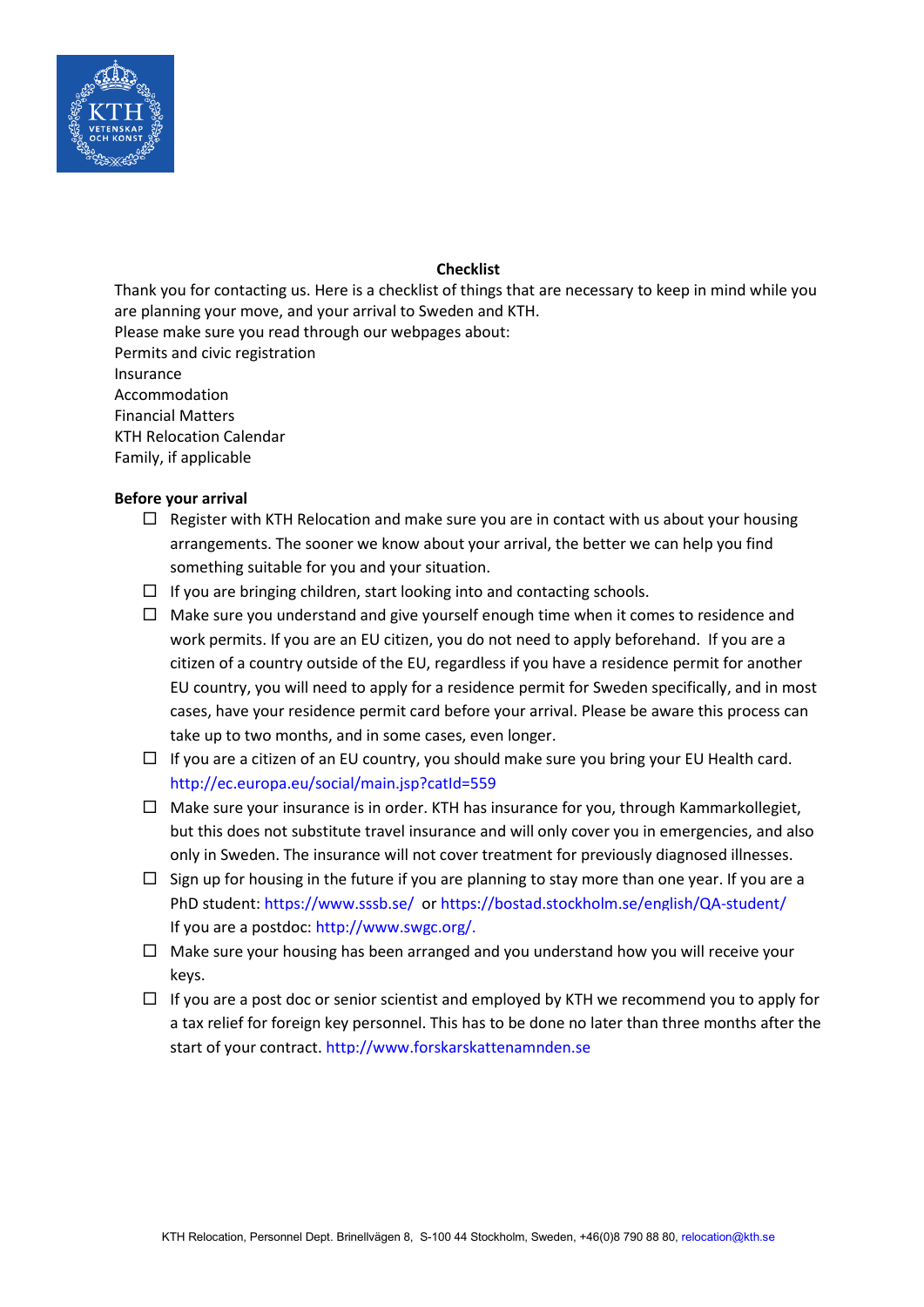**Checklist**

Thank you for contacting us. Here is a checklist of things that are necessary to keep in mind while you are planning your move, and your arrival to Sweden and KTH.

Please make sure you read through our webpages about:

Permits and civic registration
Insurance
Accommodation
Financial Matters
KTH Relocation Calendar
Family, if applicable

**Before your arrival**

- ☐ Register with KTH Relocation and make sure you are in contact with us about your housing arrangements. The sooner we know about your arrival, the better we can help you find something suitable for you and your situation.
- ☐ If you are bringing children, start looking into and contacting schools.
- ☐ Make sure you understand and give yourself enough time when it comes to residence and work permits. If you are an EU citizen, you do not need to apply beforehand. If you are a citizen of a country outside of the EU, regardless if you have a residence permit for another EU country, you will need to apply for a residence permit for Sweden specifically, and in most cases, have your residence permit card before your arrival. Please be aware this process can take up to two months, and in some cases, even longer.
- ☐ If you are a citizen of an EU country, you should make sure you bring your EU Health card. http://ec.europa.eu/social/main.jsp?catId=559
- ☐ Make sure your insurance is in order. KTH has insurance for you, through Kammarkollegiet, but this does not substitute travel insurance and will only cover you in emergencies, and also only in Sweden. The insurance will not cover treatment for previously diagnosed illnesses.
- ☐ Sign up for housing in the future if you are planning to stay more than one year. If you are a PhD student: https://www.sssb.se/ or https://bostad.stockholm.se/english/QA-student/
  If you are a postdoc: http://www.swgc.org/.
- ☐ Make sure your housing has been arranged and you understand how you will receive your keys.
- ☐ If you are a post doc or senior scientist and employed by KTH we recommend you to apply for a tax relief for foreign key personnel. This has to be done no later than three months after the start of your contract. http://www.forskarskattenamnden.se

KTH Relocation, Personnel Dept. Brinellvägen 8, S-100 44 Stockholm, Sweden, +46(0)8 790 88 80, relocation@kth.se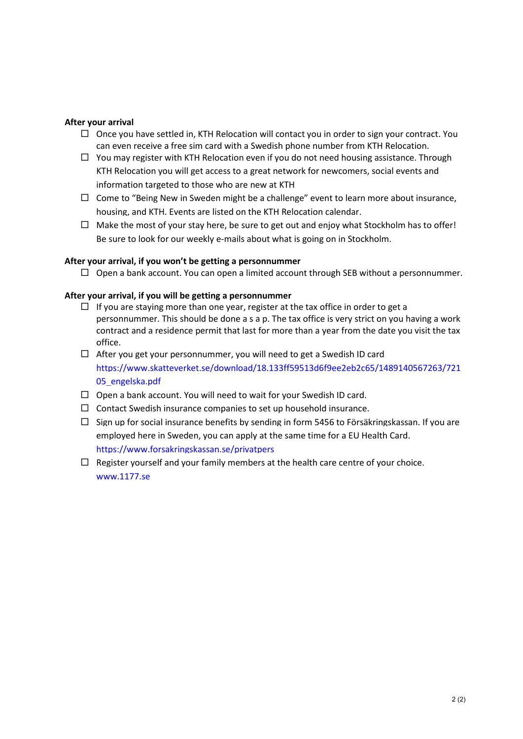**After your arrival**

- ☐ Once you have settled in, KTH Relocation will contact you in order to sign your contract. You can even receive a free sim card with a Swedish phone number from KTH Relocation.
- ☐ You may register with KTH Relocation even if you do not need housing assistance. Through KTH Relocation you will get access to a great network for newcomers, social events and information targeted to those who are new at KTH
- ☐ Come to "Being New in Sweden might be a challenge" event to learn more about insurance, housing, and KTH. Events are listed on the KTH Relocation calendar.
- ☐ Make the most of your stay here, be sure to get out and enjoy what Stockholm has to offer! Be sure to look for our weekly e-mails about what is going on in Stockholm.

**After your arrival, if you won't be getting a personnummer**

- ☐ Open a bank account. You can open a limited account through SEB without a personnummer.

**After your arrival, if you will be getting a personnummer**

- ☐ If you are staying more than one year, register at the tax office in order to get a personnummer. This should be done a s a p. The tax office is very strict on you having a work contract and a residence permit that last for more than a year from the date you visit the tax office.
- ☐ After you get your personnummer, you will need to get a Swedish ID card https://www.skatteverket.se/download/18.133ff59513d6f9ee2eb2c65/1489140567263/72105_engelska.pdf
- ☐ Open a bank account. You will need to wait for your Swedish ID card.
- ☐ Contact Swedish insurance companies to set up household insurance.
- ☐ Sign up for social insurance benefits by sending in form 5456 to Försäkringskassan. If you are employed here in Sweden, you can apply at the same time for a EU Health Card. https://www.forsakringskassan.se/privatpers
- ☐ Register yourself and your family members at the health care centre of your choice. www.1177.se